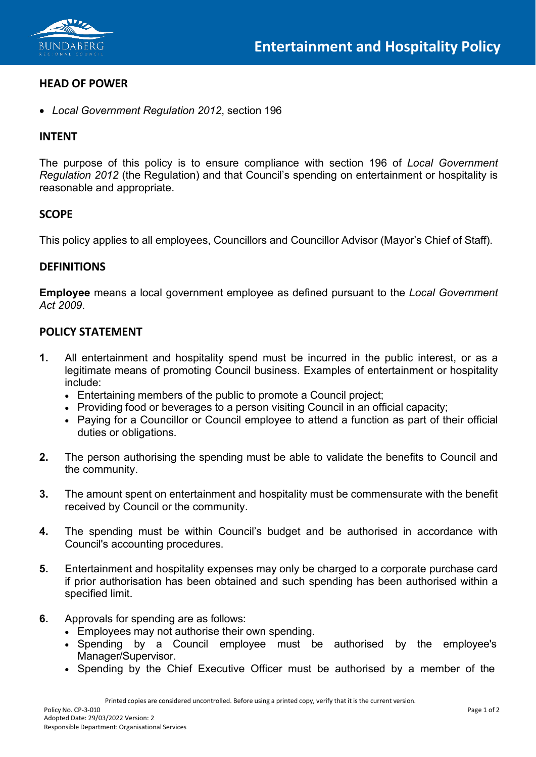# Entertainment and Hospitality Policy

## HEAD OF POWER

- *Local Government Regulation 2012*, section 196

## INTENT

The purpose of this policy is to ensure compliance with section 196 of *Local Government Regulation 2012* (the Regulation) and that Council's spending on entertainment or hospitality is reasonable and appropriate.

## SCOPE

This policy applies to all employees, Councillors and Councillor Advisor (Mayor's Chief of Staff).

## DEFINITIONS

**Employee** means a local government employee as defined pursuant to the *Local Government Act 2009*.

## POLICY STATEMENT

1. All entertainment and hospitality spend must be incurred in the public interest, or as a legitimate means of promoting Council business. Examples of entertainment or hospitality include:
   - Entertaining members of the public to promote a Council project;
   - Providing food or beverages to a person visiting Council in an official capacity;
   - Paying for a Councillor or Council employee to attend a function as part of their official duties or obligations.

2. The person authorising the spending must be able to validate the benefits to Council and the community.

3. The amount spent on entertainment and hospitality must be commensurate with the benefit received by Council or the community.

4. The spending must be within Council's budget and be authorised in accordance with Council's accounting procedures.

5. Entertainment and hospitality expenses may only be charged to a corporate purchase card if prior authorisation has been obtained and such spending has been authorised within a specified limit.

6. Approvals for spending are as follows:
   - Employees may not authorise their own spending.
   - Spending by a Council employee must be authorised by the employee's Manager/Supervisor.
   - Spending by the Chief Executive Officer must be authorised by a member of the

Printed copies are considered uncontrolled. Before using a printed copy, verify that it is the current version.

Policy No. CP-3-010
Adopted Date: 29/03/2022 Version: 2
Responsible Department: Organisational Services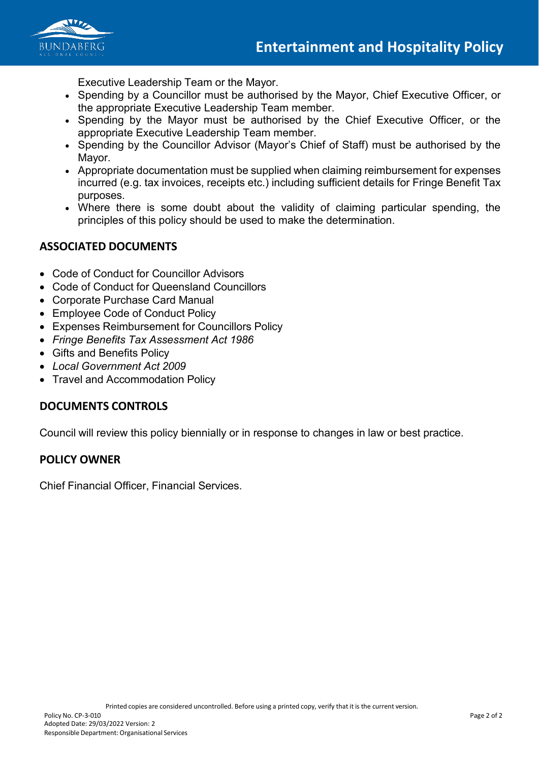Executive Leadership Team or the Mayor.

- Spending by a Councillor must be authorised by the Mayor, Chief Executive Officer, or the appropriate Executive Leadership Team member.
- Spending by the Mayor must be authorised by the Chief Executive Officer, or the appropriate Executive Leadership Team member.
- Spending by the Councillor Advisor (Mayor's Chief of Staff) must be authorised by the Mayor.
- Appropriate documentation must be supplied when claiming reimbursement for expenses incurred (e.g. tax invoices, receipts etc.) including sufficient details for Fringe Benefit Tax purposes.
- Where there is some doubt about the validity of claiming particular spending, the principles of this policy should be used to make the determination.

## ASSOCIATED DOCUMENTS

- Code of Conduct for Councillor Advisors
- Code of Conduct for Queensland Councillors
- Corporate Purchase Card Manual
- Employee Code of Conduct Policy
- Expenses Reimbursement for Councillors Policy
- *Fringe Benefits Tax Assessment Act 1986*
- Gifts and Benefits Policy
- *Local Government Act 2009*
- Travel and Accommodation Policy

## DOCUMENTS CONTROLS

Council will review this policy biennially or in response to changes in law or best practice.

## POLICY OWNER

Chief Financial Officer, Financial Services.